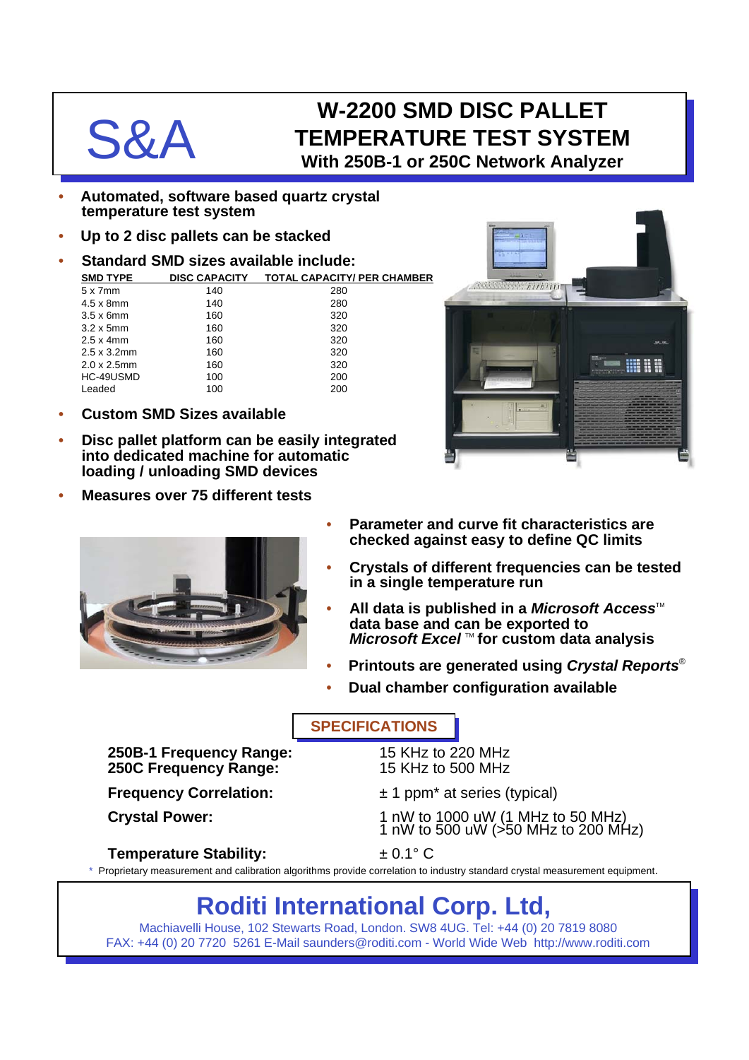S&A

# W-2200 SMD DISC PALLET TEMPERATURE TEST SYSTEM

### With 250B-1 or 250C Network Analyzer

- **Automated, software based quartz crystal temperature test system**
- **Up to 2 disc pallets can be stacked**
- **Standard SMD sizes available include:**

| SMD TYPE | DISC CAPACITY | TOTAL CAPACITY/ PER CHAMBER |
|---|---|---|
| 5 x 7mm | 140 | 280 |
| 4.5 x 8mm | 140 | 280 |
| 3.5 x 6mm | 160 | 320 |
| 3.2 x 5mm | 160 | 320 |
| 2.5 x 4mm | 160 | 320 |
| 2.5 x 3.2mm | 160 | 320 |
| 2.0 x 2.5mm | 160 | 320 |
| HC-49USMD | 100 | 200 |
| Leaded | 100 | 200 |

- **Custom SMD Sizes available**
- **Disc pallet platform can be easily integrated into dedicated machine for automatic loading / unloading SMD devices**
- **Measures over 75 different tests**
- **Parameter and curve fit characteristics are checked against easy to define QC limits**
- **Crystals of different frequencies can be tested in a single temperature run**
- **All data is published in a *Microsoft Access*™ data base and can be exported to *Microsoft Excel* ™ for custom data analysis**
- **Printouts are generated using *Crystal Reports*®**
- **Dual chamber configuration available**

## SPECIFICATIONS

| | |
|---|---|
| **250B-1 Frequency Range:** | 15 KHz to 220 MHz |
| **250C Frequency Range:** | 15 KHz to 500 MHz |
| **Frequency Correlation:** | ± 1 ppm* at series (typical) |
| **Crystal Power:** | 1 nW to 1000 uW (1 MHz to 50 MHz)<br>1 nW to 500 uW (>50 MHz to 200 MHz) |
| **Temperature Stability:** | ± 0.1° C |

* Proprietary measurement and calibration algorithms provide correlation to industry standard crystal measurement equipment.

## Roditi International Corp. Ltd,

Machiavelli House, 102 Stewarts Road, London. SW8 4UG. Tel: +44 (0) 20 7819 8080
FAX: +44 (0) 20 7720 5261 E-Mail saunders@roditi.com - World Wide Web http://www.roditi.com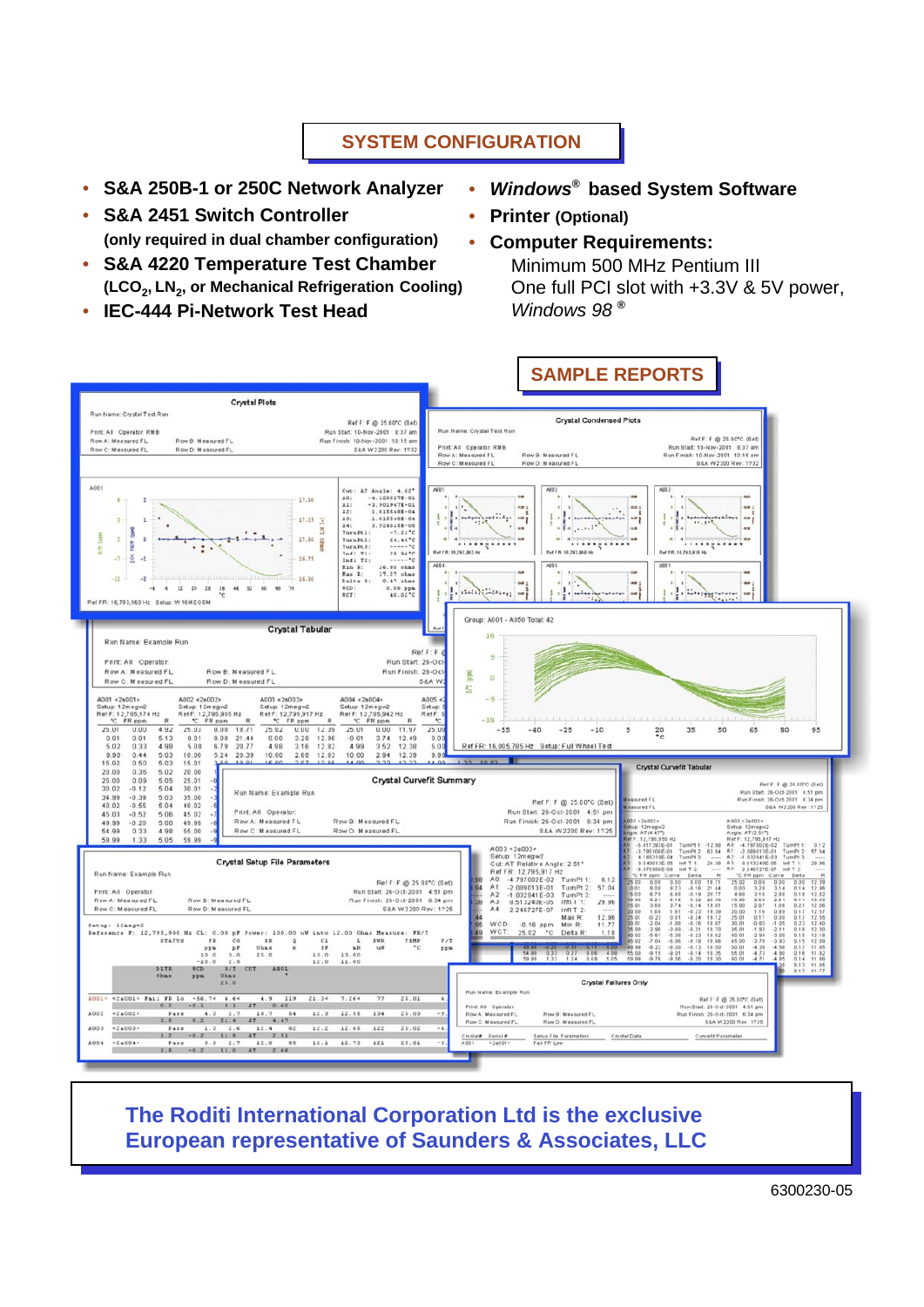## SYSTEM CONFIGURATION

- **S&A 250B-1 or 250C Network Analyzer**
- **S&A 2451 Switch Controller**
  **(only required in dual chamber configuration)**
- **S&A 4220 Temperature Test Chamber**
  **($LCO_2$, $LN_2$, or Mechanical Refrigeration Cooling)**
- **IEC-444 Pi-Network Test Head**

- ***Windows®* based System Software**
- **Printer (Optional)**
- **Computer Requirements:**
  Minimum 500 MHz Pentium III
  One full PCI slot with +3.3V & 5V power,
  *Windows 98 ®*

## SAMPLE REPORTS

Crystal Plots

Crystal Condensed Plots

Crystal Tabular

Crystal Curvefit Summary

Crystal Curvefit Tabular

Crystal Setup File Parameters

Crystal Failures Only

**The Roditi International Corporation Ltd is the exclusive European representative of Saunders & Associates, LLC**

6300230-05